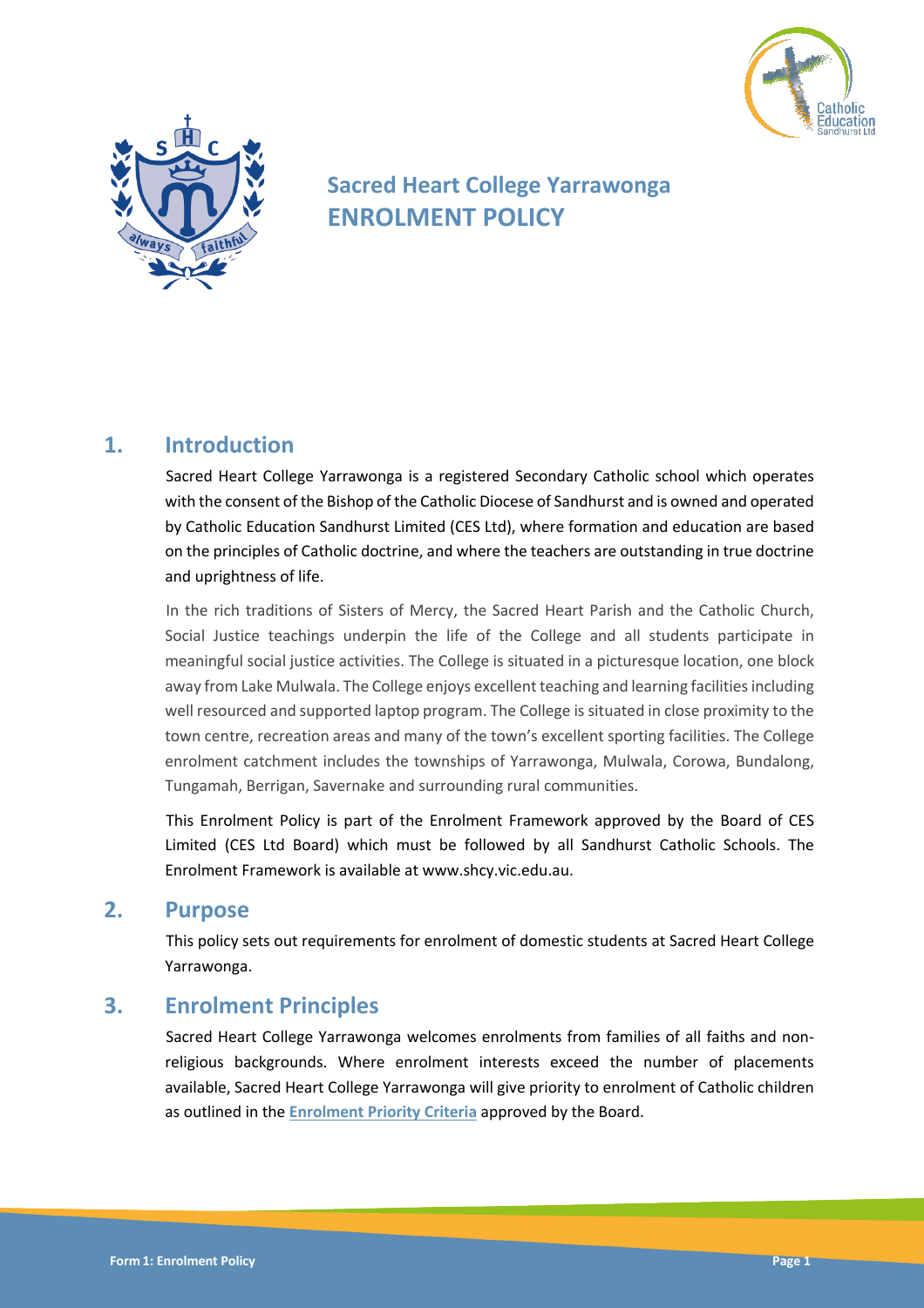# Sacred Heart College Yarrawonga
# ENROLMENT POLICY

## 1. Introduction

Sacred Heart College Yarrawonga is a registered Secondary Catholic school which operates with the consent of the Bishop of the Catholic Diocese of Sandhurst and is owned and operated by Catholic Education Sandhurst Limited (CES Ltd), where formation and education are based on the principles of Catholic doctrine, and where the teachers are outstanding in true doctrine and uprightness of life.

In the rich traditions of Sisters of Mercy, the Sacred Heart Parish and the Catholic Church, Social Justice teachings underpin the life of the College and all students participate in meaningful social justice activities. The College is situated in a picturesque location, one block away from Lake Mulwala. The College enjoys excellent teaching and learning facilities including well resourced and supported laptop program. The College is situated in close proximity to the town centre, recreation areas and many of the town's excellent sporting facilities. The College enrolment catchment includes the townships of Yarrawonga, Mulwala, Corowa, Bundalong, Tungamah, Berrigan, Savernake and surrounding rural communities.

This Enrolment Policy is part of the Enrolment Framework approved by the Board of CES Limited (CES Ltd Board) which must be followed by all Sandhurst Catholic Schools. The Enrolment Framework is available at www.shcy.vic.edu.au.

## 2. Purpose

This policy sets out requirements for enrolment of domestic students at Sacred Heart College Yarrawonga.

## 3. Enrolment Principles

Sacred Heart College Yarrawonga welcomes enrolments from families of all faiths and non-religious backgrounds. Where enrolment interests exceed the number of placements available, Sacred Heart College Yarrawonga will give priority to enrolment of Catholic children as outlined in the **Enrolment Priority Criteria** approved by the Board.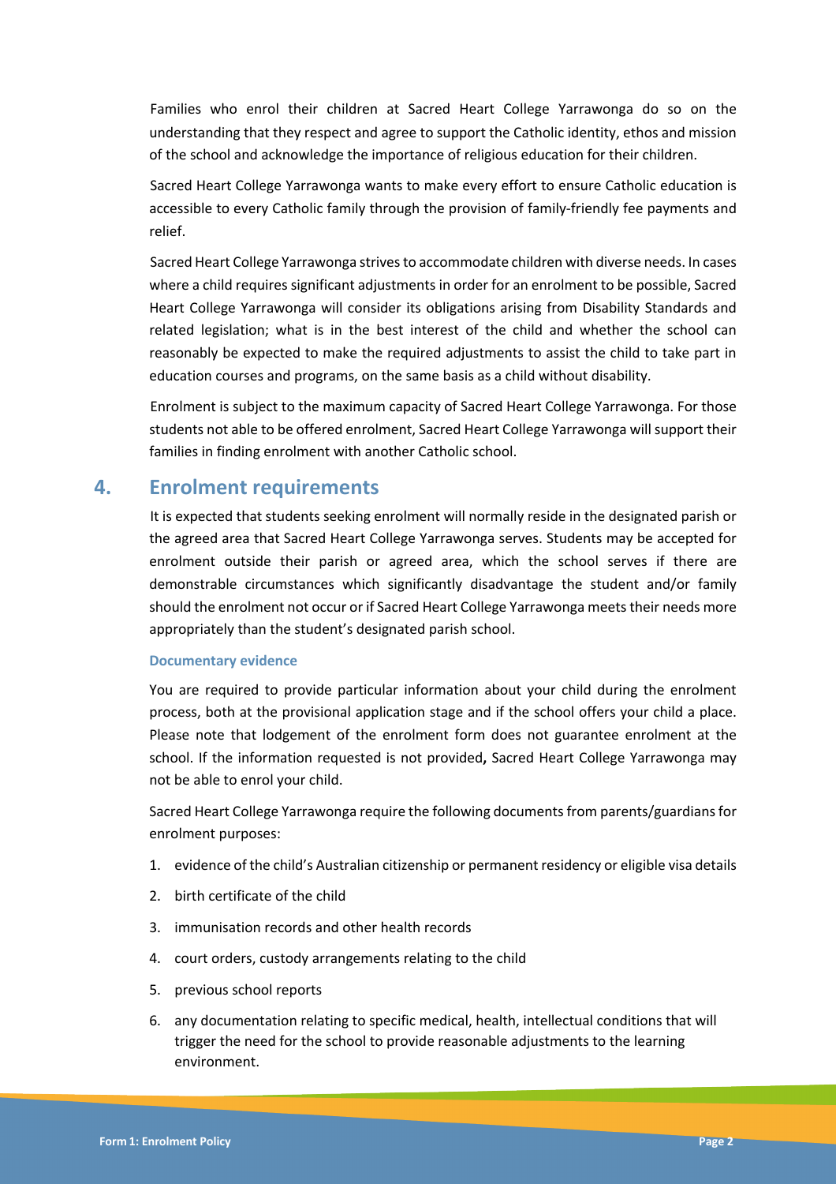Families who enrol their children at Sacred Heart College Yarrawonga do so on the understanding that they respect and agree to support the Catholic identity, ethos and mission of the school and acknowledge the importance of religious education for their children.

Sacred Heart College Yarrawonga wants to make every effort to ensure Catholic education is accessible to every Catholic family through the provision of family-friendly fee payments and relief.

Sacred Heart College Yarrawonga strives to accommodate children with diverse needs. In cases where a child requires significant adjustments in order for an enrolment to be possible, Sacred Heart College Yarrawonga will consider its obligations arising from Disability Standards and related legislation; what is in the best interest of the child and whether the school can reasonably be expected to make the required adjustments to assist the child to take part in education courses and programs, on the same basis as a child without disability.

Enrolment is subject to the maximum capacity of Sacred Heart College Yarrawonga. For those students not able to be offered enrolment, Sacred Heart College Yarrawonga will support their families in finding enrolment with another Catholic school.

## 4. Enrolment requirements

It is expected that students seeking enrolment will normally reside in the designated parish or the agreed area that Sacred Heart College Yarrawonga serves. Students may be accepted for enrolment outside their parish or agreed area, which the school serves if there are demonstrable circumstances which significantly disadvantage the student and/or family should the enrolment not occur or if Sacred Heart College Yarrawonga meets their needs more appropriately than the student's designated parish school.

### Documentary evidence

You are required to provide particular information about your child during the enrolment process, both at the provisional application stage and if the school offers your child a place. Please note that lodgement of the enrolment form does not guarantee enrolment at the school. If the information requested is not provided**,** Sacred Heart College Yarrawonga may not be able to enrol your child.

Sacred Heart College Yarrawonga require the following documents from parents/guardians for enrolment purposes:

1. evidence of the child's Australian citizenship or permanent residency or eligible visa details
2. birth certificate of the child
3. immunisation records and other health records
4. court orders, custody arrangements relating to the child
5. previous school reports
6. any documentation relating to specific medical, health, intellectual conditions that will trigger the need for the school to provide reasonable adjustments to the learning environment.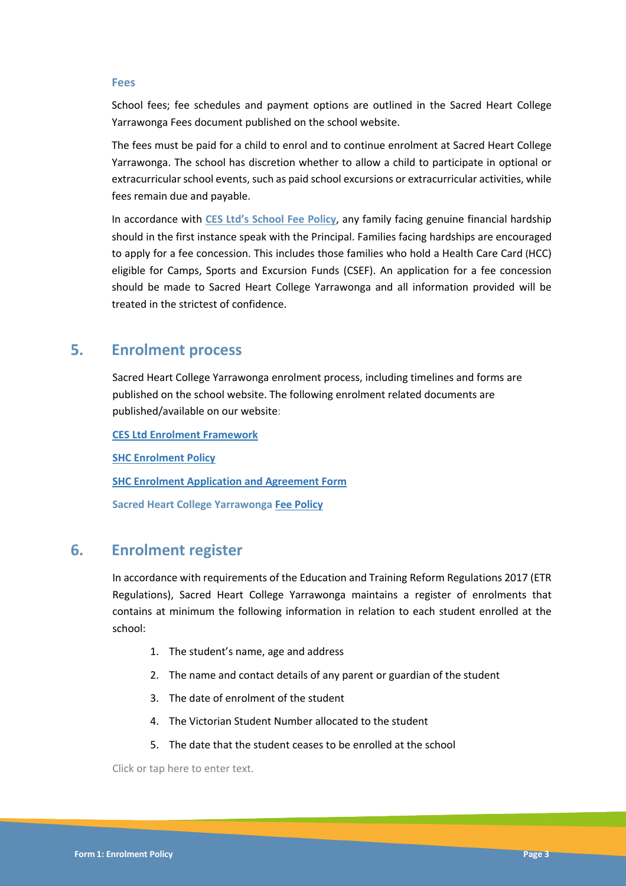### Fees

School fees; fee schedules and payment options are outlined in the Sacred Heart College Yarrawonga Fees document published on the school website.

The fees must be paid for a child to enrol and to continue enrolment at Sacred Heart College Yarrawonga. The school has discretion whether to allow a child to participate in optional or extracurricular school events, such as paid school excursions or extracurricular activities, while fees remain due and payable.

In accordance with **CES Ltd's School Fee Policy**, any family facing genuine financial hardship should in the first instance speak with the Principal. Families facing hardships are encouraged to apply for a fee concession. This includes those families who hold a Health Care Card (HCC) eligible for Camps, Sports and Excursion Funds (CSEF). An application for a fee concession should be made to Sacred Heart College Yarrawonga and all information provided will be treated in the strictest of confidence.

## 5. Enrolment process

Sacred Heart College Yarrawonga enrolment process, including timelines and forms are published on the school website. The following enrolment related documents are published/available on our website:

**CES Ltd Enrolment Framework**

**SHC Enrolment Policy**

**SHC Enrolment Application and Agreement Form**

**Sacred Heart College Yarrawonga Fee Policy**

## 6. Enrolment register

In accordance with requirements of the Education and Training Reform Regulations 2017 (ETR Regulations), Sacred Heart College Yarrawonga maintains a register of enrolments that contains at minimum the following information in relation to each student enrolled at the school:

1. The student's name, age and address
2. The name and contact details of any parent or guardian of the student
3. The date of enrolment of the student
4. The Victorian Student Number allocated to the student
5. The date that the student ceases to be enrolled at the school

Click or tap here to enter text.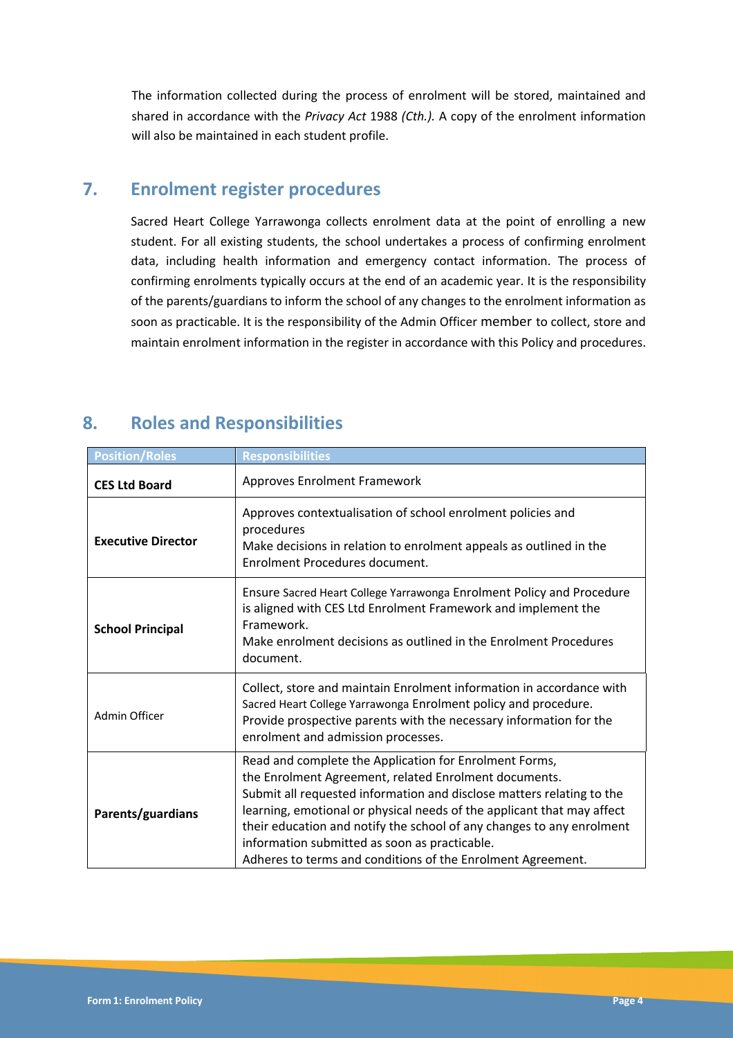The information collected during the process of enrolment will be stored, maintained and shared in accordance with the *Privacy Act* 1988 *(Cth.).* A copy of the enrolment information will also be maintained in each student profile.

## 7. Enrolment register procedures

Sacred Heart College Yarrawonga collects enrolment data at the point of enrolling a new student. For all existing students, the school undertakes a process of confirming enrolment data, including health information and emergency contact information. The process of confirming enrolments typically occurs at the end of an academic year. It is the responsibility of the parents/guardians to inform the school of any changes to the enrolment information as soon as practicable. It is the responsibility of the Admin Officer member to collect, store and maintain enrolment information in the register in accordance with this Policy and procedures.

## 8. Roles and Responsibilities

| Position/Roles | Responsibilities |
|---|---|
| **CES Ltd Board** | Approves Enrolment Framework |
| **Executive Director** | Approves contextualisation of school enrolment policies and procedures<br>Make decisions in relation to enrolment appeals as outlined in the Enrolment Procedures document. |
| **School Principal** | Ensure Sacred Heart College Yarrawonga Enrolment Policy and Procedure is aligned with CES Ltd Enrolment Framework and implement the Framework.<br>Make enrolment decisions as outlined in the Enrolment Procedures document. |
| Admin Officer | Collect, store and maintain Enrolment information in accordance with Sacred Heart College Yarrawonga Enrolment policy and procedure.<br>Provide prospective parents with the necessary information for the enrolment and admission processes. |
| **Parents/guardians** | Read and complete the Application for Enrolment Forms, the Enrolment Agreement, related Enrolment documents.<br>Submit all requested information and disclose matters relating to the learning, emotional or physical needs of the applicant that may affect their education and notify the school of any changes to any enrolment information submitted as soon as practicable.<br>Adheres to terms and conditions of the Enrolment Agreement. |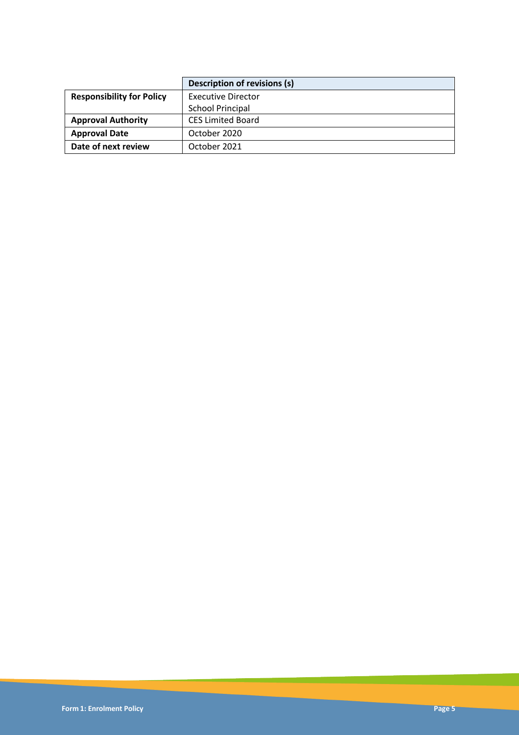| | Description of revisions (s) |
|---|---|
| **Responsibility for Policy** | Executive Director<br>School Principal |
| **Approval Authority** | CES Limited Board |
| **Approval Date** | October 2020 |
| **Date of next review** | October 2021 |